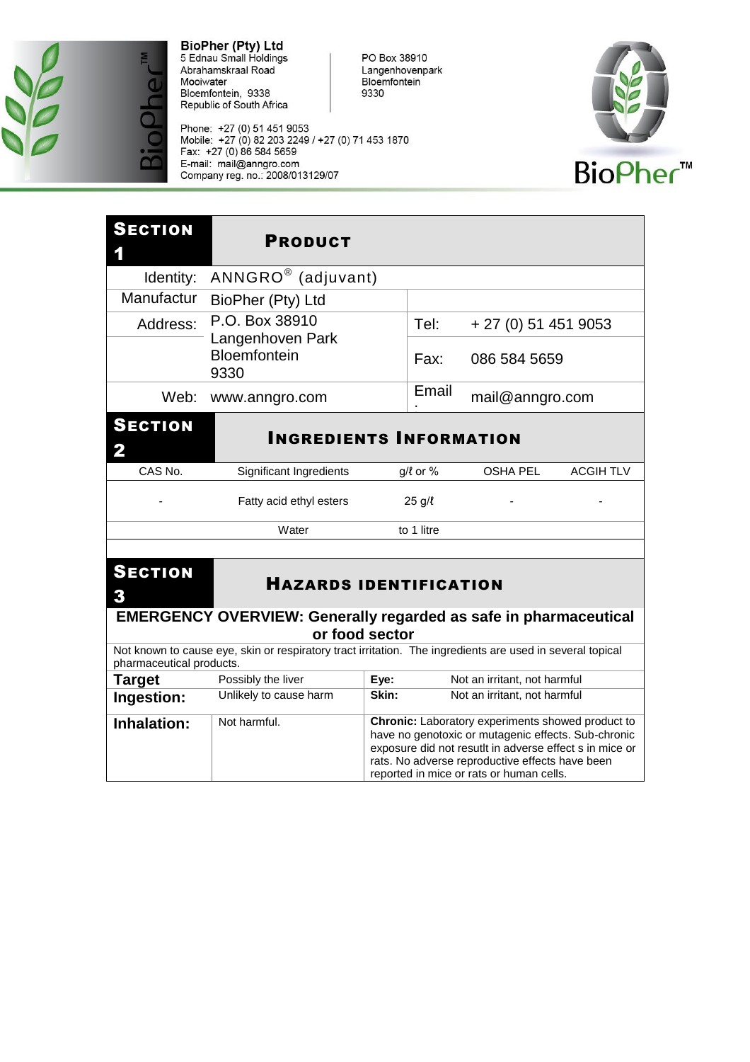**BioPher (Pty) Ltd**
5 Ednau Small Holdings
Abrahamskraal Road
Mooiwater
Bloemfontein, 9338
Republic of South Africa

PO Box 38910
Langenhovenpark
Bloemfontein
9330

Phone: +27 (0) 51 451 9053
Mobile: +27 (0) 82 203 2249 / +27 (0) 71 453 1870
Fax: +27 (0) 86 584 5659
E-mail: mail@anngro.com
Company reg. no.: 2008/013129/07

BioPher™

## SECTION 1 — PRODUCT

| | | | |
|---|---|---|---|
| Identity: | ANNGRO® (adjuvant) | | |
| Manufactur | BioPher (Pty) Ltd | | |
| Address: | P.O. Box 38910 Langenhoven Park Bloemfontein 9330 | Tel: | + 27 (0) 51 451 9053 |
| | | Fax: | 086 584 5659 |
| Web: | www.anngro.com | Email. | mail@anngro.com |

## SECTION 2 — INGREDIENTS INFORMATION

| CAS No. | Significant Ingredients | g/ℓ or % | OSHA PEL | ACGIH TLV |
|---|---|---|---|---|
| - | Fatty acid ethyl esters | 25 g/ℓ | - | - |
| | Water | to 1 litre | | |

## SECTION 3 — HAZARDS IDENTIFICATION

**EMERGENCY OVERVIEW: Generally regarded as safe in pharmaceutical or food sector**

Not known to cause eye, skin or respiratory tract irritation. The ingredients are used in several topical pharmaceutical products.

| | | | |
|---|---|---|---|
| **Target** | Possibly the liver | **Eye:** | Not an irritant, not harmful |
| **Ingestion:** | Unlikely to cause harm | **Skin:** | Not an irritant, not harmful |
| **Inhalation:** | Not harmful. | **Chronic:** Laboratory experiments showed product to have no genotoxic or mutagenic effects. Sub-chronic exposure did not resutlt in adverse effect s in mice or rats. No adverse reproductive effects have been reported in mice or rats or human cells. | |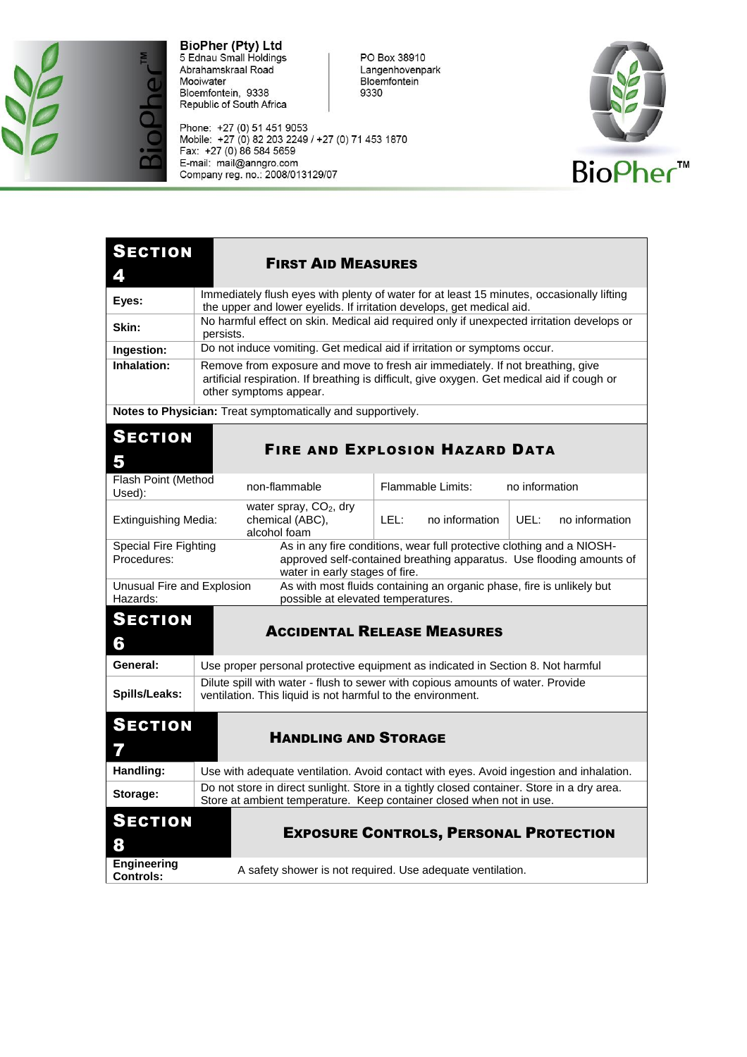**BioPher (Pty) Ltd**
5 Ednau Small Holdings
Abrahamskraal Road
Mooiwater
Bloemfontein, 9338
Republic of South Africa

PO Box 38910
Langenhovenpark
Bloemfontein
9330

Phone: +27 (0) 51 451 9053
Mobile: +27 (0) 82 203 2249 / +27 (0) 71 453 1870
Fax: +27 (0) 86 584 5659
E-mail: mail@anngro.com
Company reg. no.: 2008/013129/07

## Section 4 — First Aid Measures

| | |
|---|---|
| **Eyes:** | Immediately flush eyes with plenty of water for at least 15 minutes, occasionally lifting the upper and lower eyelids. If irritation develops, get medical aid. |
| **Skin:** | No harmful effect on skin. Medical aid required only if unexpected irritation develops or persists. |
| **Ingestion:** | Do not induce vomiting. Get medical aid if irritation or symptoms occur. |
| **Inhalation:** | Remove from exposure and move to fresh air immediately. If not breathing, give artificial respiration. If breathing is difficult, give oxygen. Get medical aid if cough or other symptoms appear. |

**Notes to Physician:** Treat symptomatically and supportively.

## Section 5 — Fire and Explosion Hazard Data

| | | | | | |
|---|---|---|---|---|---|
| Flash Point (Method Used): | non-flammable | Flammable Limits: | no information | | |
| Extinguishing Media: | water spray, $CO_2$, dry chemical (ABC), alcohol foam | LEL: | no information | UEL: | no information |

| | |
|---|---|
| Special Fire Fighting Procedures: | As in any fire conditions, wear full protective clothing and a NIOSH-approved self-contained breathing apparatus. Use flooding amounts of water in early stages of fire. |
| Unusual Fire and Explosion Hazards: | As with most fluids containing an organic phase, fire is unlikely but possible at elevated temperatures. |

## Section 6 — Accidental Release Measures

| | |
|---|---|
| **General:** | Use proper personal protective equipment as indicated in Section 8. Not harmful |
| **Spills/Leaks:** | Dilute spill with water - flush to sewer with copious amounts of water. Provide ventilation. This liquid is not harmful to the environment. |

## Section 7 — Handling and Storage

| | |
|---|---|
| **Handling:** | Use with adequate ventilation. Avoid contact with eyes. Avoid ingestion and inhalation. |
| **Storage:** | Do not store in direct sunlight. Store in a tightly closed container. Store in a dry area. Store at ambient temperature. Keep container closed when not in use. |

## Section 8 — Exposure Controls, Personal Protection

| | |
|---|---|
| **Engineering Controls:** | A safety shower is not required. Use adequate ventilation. |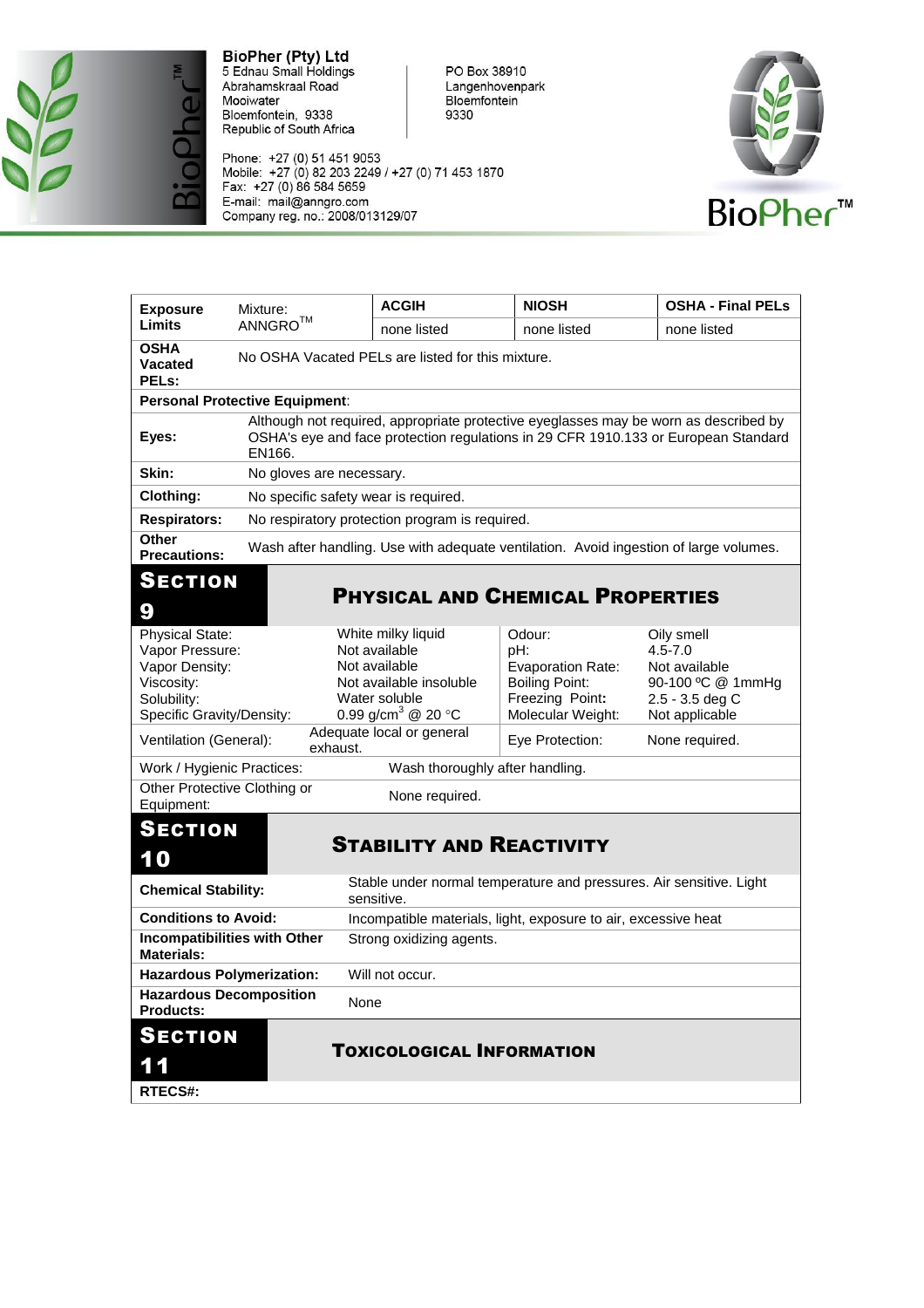BioPher (Pty) Ltd
5 Ednau Small Holdings
Abrahamskraal Road
Mooiwater
Bloemfontein, 9338
Republic of South Africa

PO Box 38910
Langenhovenpark
Bloemfontein
9330

Phone: +27 (0) 51 451 9053
Mobile: +27 (0) 82 203 2249 / +27 (0) 71 453 1870
Fax: +27 (0) 86 584 5659
E-mail: mail@anngro.com
Company reg. no.: 2008/013129/07

| Exposure Limits | Mixture: ANNGRO™ | ACGIH | NIOSH | OSHA - Final PELs |
|---|---|---|---|---|
| | | none listed | none listed | none listed |
| OSHA Vacated PELs: | No OSHA Vacated PELs are listed for this mixture. | | | |

**Personal Protective Equipment**:

| | |
|---|---|
| **Eyes:** | Although not required, appropriate protective eyeglasses may be worn as described by OSHA's eye and face protection regulations in 29 CFR 1910.133 or European Standard EN166. |
| **Skin:** | No gloves are necessary. |
| **Clothing:** | No specific safety wear is required. |
| **Respirators:** | No respiratory protection program is required. |
| **Other Precautions:** | Wash after handling. Use with adequate ventilation. Avoid ingestion of large volumes. |

## SECTION 9 — PHYSICAL AND CHEMICAL PROPERTIES

| | | | |
|---|---|---|---|
| Physical State: | White milky liquid | Odour: | Oily smell |
| Vapor Pressure: | Not available | pH: | 4.5-7.0 |
| Vapor Density: | Not available | Evaporation Rate: | Not available |
| Viscosity: | Not available insoluble | Boiling Point: | 90-100 ºC @ 1mmHg |
| Solubility: | Water soluble | Freezing Point: | 2.5 - 3.5 deg C |
| Specific Gravity/Density: | 0.99 g/cm$^3$ @ 20 °C | Molecular Weight: | Not applicable |
| Ventilation (General): | Adequate local or general exhaust. | Eye Protection: | None required. |
| Work / Hygienic Practices: | Wash thoroughly after handling. | | |
| Other Protective Clothing or Equipment: | None required. | | |

## SECTION 10 — STABILITY AND REACTIVITY

| | |
|---|---|
| **Chemical Stability:** | Stable under normal temperature and pressures. Air sensitive. Light sensitive. |
| **Conditions to Avoid:** | Incompatible materials, light, exposure to air, excessive heat |
| **Incompatibilities with Other Materials:** | Strong oxidizing agents. |
| **Hazardous Polymerization:** | Will not occur. |
| **Hazardous Decomposition Products:** | None |

## SECTION 11 — TOXICOLOGICAL INFORMATION

**RTECS#:**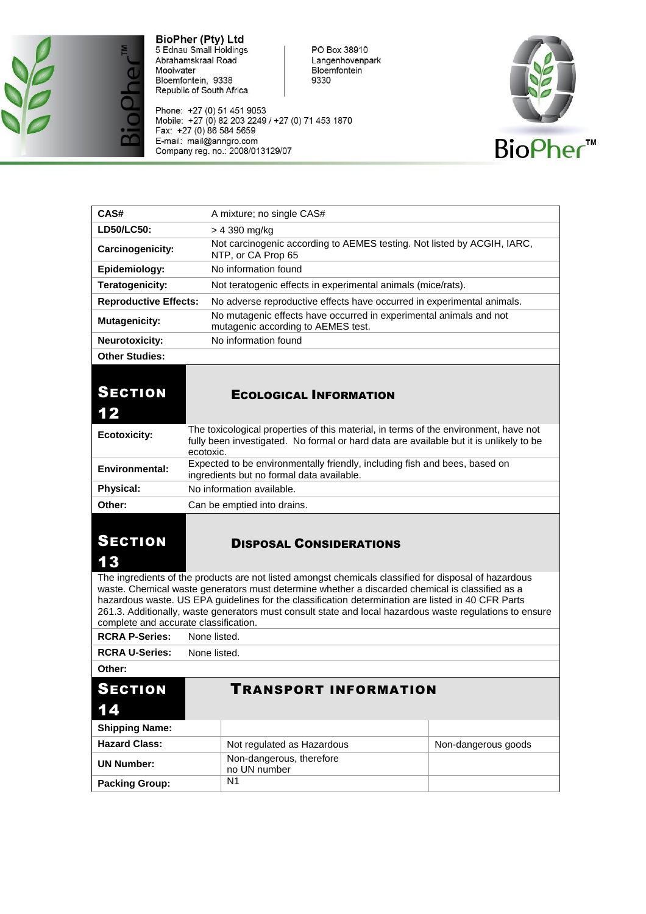| CAS# | A mixture; no single CAS# |
|---|---|
| LD50/LC50: | > 4 390 mg/kg |
| Carcinogenicity: | Not carcinogenic according to AEMES testing. Not listed by ACGIH, IARC, NTP, or CA Prop 65 |
| Epidemiology: | No information found |
| Teratogenicity: | Not teratogenic effects in experimental animals (mice/rats). |
| Reproductive Effects: | No adverse reproductive effects have occurred in experimental animals. |
| Mutagenicity: | No mutagenic effects have occurred in experimental animals and not mutagenic according to AEMES test. |
| Neurotoxicity: | No information found |
| Other Studies: | |

## SECTION 12 ECOLOGICAL INFORMATION

| | |
|---|---|
| **Ecotoxicity:** | The toxicological properties of this material, in terms of the environment, have not fully been investigated. No formal or hard data are available but it is unlikely to be ecotoxic. |
| **Environmental:** | Expected to be environmentally friendly, including fish and bees, based on ingredients but no formal data available. |
| **Physical:** | No information available. |
| **Other:** | Can be emptied into drains. |

## SECTION 13 DISPOSAL CONSIDERATIONS

The ingredients of the products are not listed amongst chemicals classified for disposal of hazardous waste. Chemical waste generators must determine whether a discarded chemical is classified as a hazardous waste. US EPA guidelines for the classification determination are listed in 40 CFR Parts 261.3. Additionally, waste generators must consult state and local hazardous waste regulations to ensure complete and accurate classification.

| | |
|---|---|
| **RCRA P-Series:** | None listed. |
| **RCRA U-Series:** | None listed. |
| **Other:** | |

## SECTION 14 TRANSPORT INFORMATION

| | | |
|---|---|---|
| **Shipping Name:** | | |
| **Hazard Class:** | Not regulated as Hazardous | Non-dangerous goods |
| **UN Number:** | Non-dangerous, therefore no UN number | |
| **Packing Group:** | N1 | |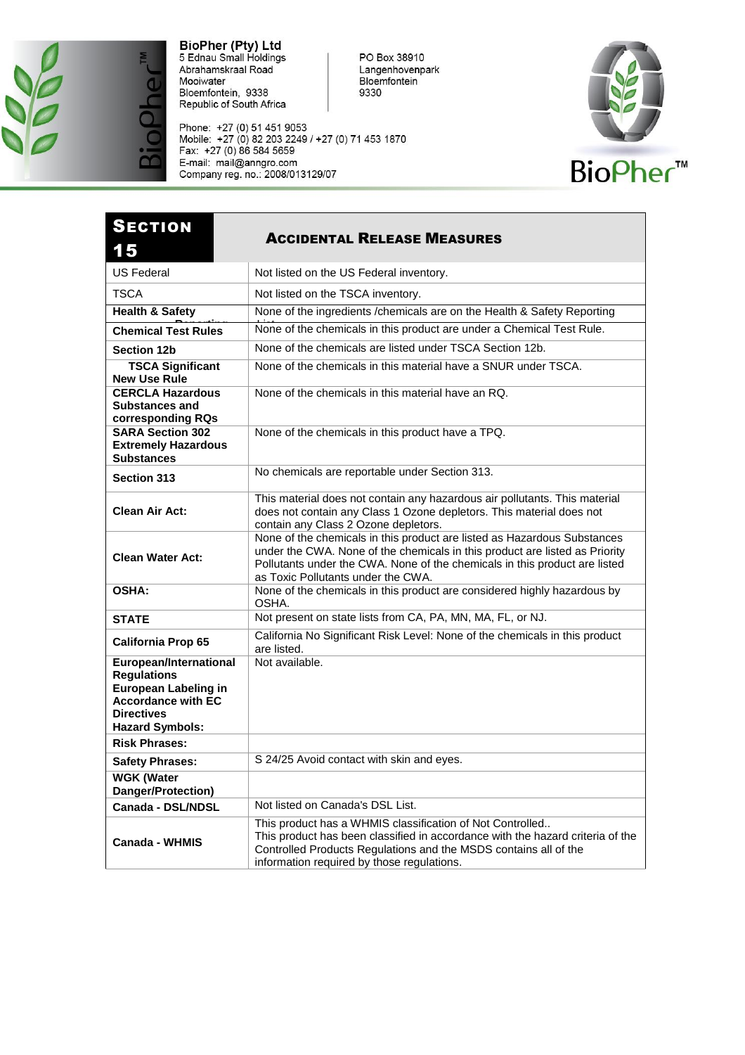| SECTION 15 | ACCIDENTAL RELEASE MEASURES |
|---|---|
| US Federal | Not listed on the US Federal inventory. |
| TSCA | Not listed on the TSCA inventory. |
| **Health & Safety Reporting** | None of the ingredients /chemicals are on the Health & Safety Reporting List. |
| **Chemical Test Rules** | None of the chemicals in this product are under a Chemical Test Rule. |
| **Section 12b** | None of the chemicals are listed under TSCA Section 12b. |
| **TSCA Significant New Use Rule** | None of the chemicals in this material have a SNUR under TSCA. |
| **CERCLA Hazardous Substances and corresponding RQs** | None of the chemicals in this material have an RQ. |
| **SARA Section 302 Extremely Hazardous Substances** | None of the chemicals in this product have a TPQ. |
| **Section 313** | No chemicals are reportable under Section 313. |
| **Clean Air Act:** | This material does not contain any hazardous air pollutants. This material does not contain any Class 1 Ozone depletors. This material does not contain any Class 2 Ozone depletors. |
| **Clean Water Act:** | None of the chemicals in this product are listed as Hazardous Substances under the CWA. None of the chemicals in this product are listed as Priority Pollutants under the CWA. None of the chemicals in this product are listed as Toxic Pollutants under the CWA. |
| **OSHA:** | None of the chemicals in this product are considered highly hazardous by OSHA. |
| **STATE** | Not present on state lists from CA, PA, MN, MA, FL, or NJ. |
| **California Prop 65** | California No Significant Risk Level: None of the chemicals in this product are listed. |
| **European/International Regulations European Labeling in Accordance with EC Directives Hazard Symbols:** | Not available. |
| **Risk Phrases:** | |
| **Safety Phrases:** | S 24/25 Avoid contact with skin and eyes. |
| **WGK (Water Danger/Protection)** | |
| **Canada - DSL/NDSL** | Not listed on Canada's DSL List. |
| **Canada - WHMIS** | This product has a WHMIS classification of Not Controlled.. This product has been classified in accordance with the hazard criteria of the Controlled Products Regulations and the MSDS contains all of the information required by those regulations. |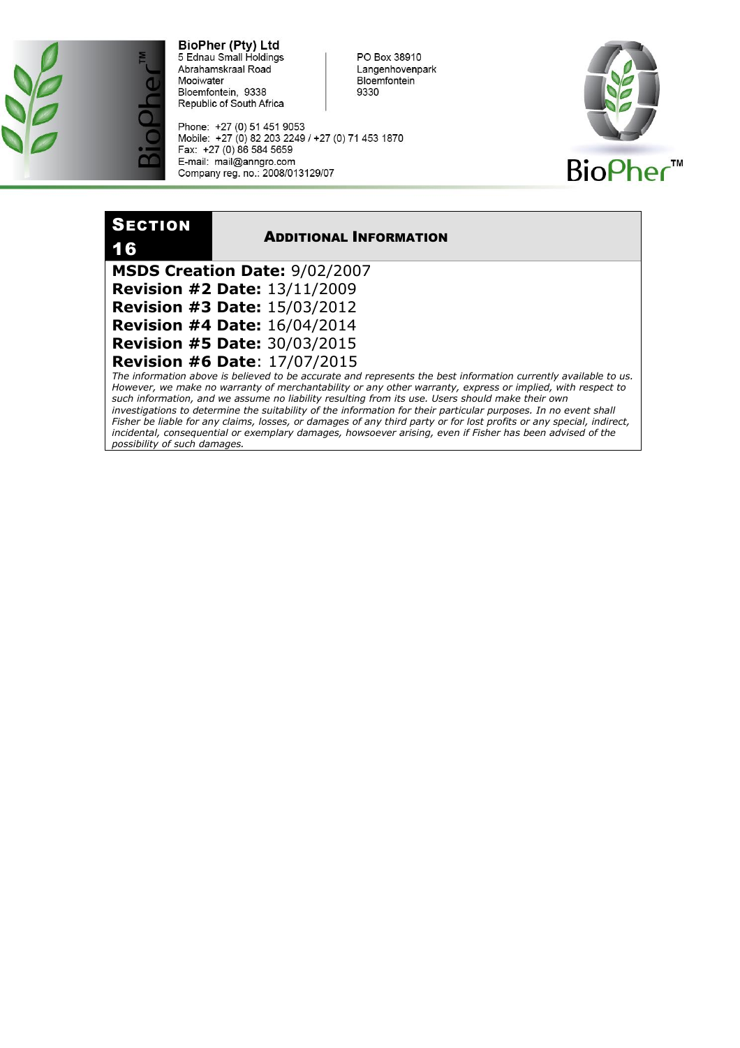## SECTION 16 — ADDITIONAL INFORMATION

**MSDS Creation Date:** 9/02/2007

**Revision #2 Date:** 13/11/2009

**Revision #3 Date:** 15/03/2012

**Revision #4 Date:** 16/04/2014

**Revision #5 Date:** 30/03/2015

**Revision #6 Date**: 17/07/2015

*The information above is believed to be accurate and represents the best information currently available to us. However, we make no warranty of merchantability or any other warranty, express or implied, with respect to such information, and we assume no liability resulting from its use. Users should make their own investigations to determine the suitability of the information for their particular purposes. In no event shall Fisher be liable for any claims, losses, or damages of any third party or for lost profits or any special, indirect, incidental, consequential or exemplary damages, howsoever arising, even if Fisher has been advised of the possibility of such damages.*